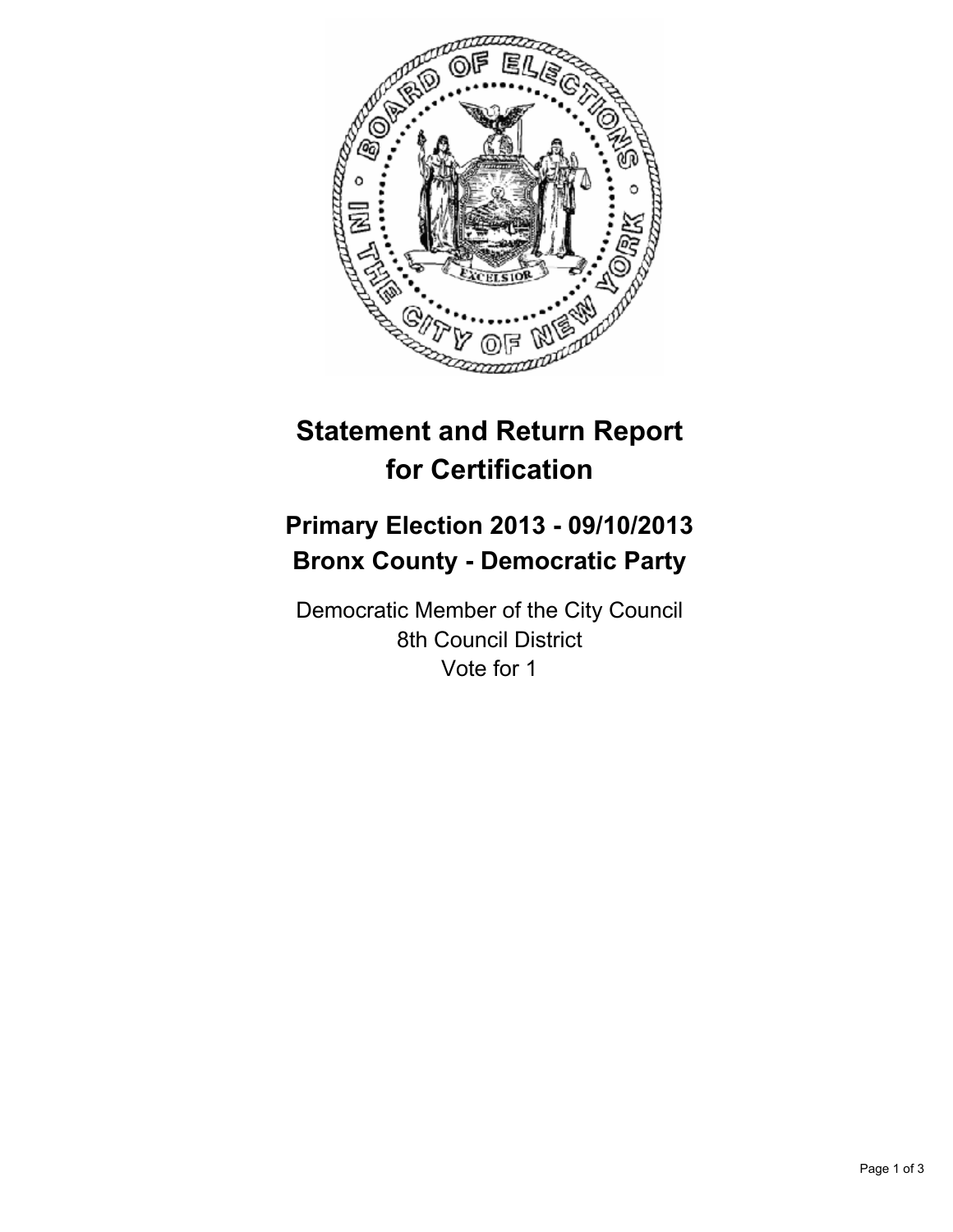# Statement and Return Report for Certification

## Primary Election 2013 - 09/10/2013
## Bronx County - Democratic Party

Democratic Member of the City Council
8th Council District
Vote for 1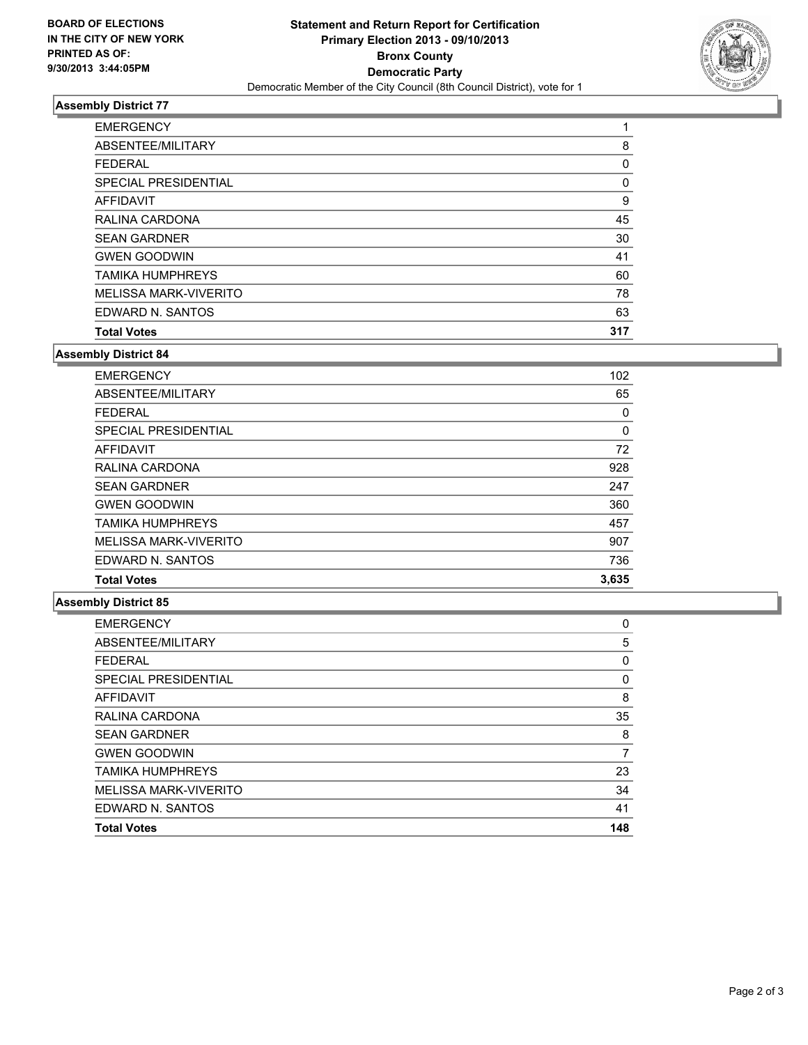BOARD OF ELECTIONS
IN THE CITY OF NEW YORK
PRINTED AS OF:
9/30/2013 3:44:05PM

**Statement and Return Report for Certification**
**Primary Election 2013 - 09/10/2013**
**Bronx County**
**Democratic Party**
Democratic Member of the City Council (8th Council District), vote for 1

### Assembly District 77

| | |
|---|---|
| EMERGENCY | 1 |
| ABSENTEE/MILITARY | 8 |
| FEDERAL | 0 |
| SPECIAL PRESIDENTIAL | 0 |
| AFFIDAVIT | 9 |
| RALINA CARDONA | 45 |
| SEAN GARDNER | 30 |
| GWEN GOODWIN | 41 |
| TAMIKA HUMPHREYS | 60 |
| MELISSA MARK-VIVERITO | 78 |
| EDWARD N. SANTOS | 63 |
| **Total Votes** | **317** |

### Assembly District 84

| | |
|---|---|
| EMERGENCY | 102 |
| ABSENTEE/MILITARY | 65 |
| FEDERAL | 0 |
| SPECIAL PRESIDENTIAL | 0 |
| AFFIDAVIT | 72 |
| RALINA CARDONA | 928 |
| SEAN GARDNER | 247 |
| GWEN GOODWIN | 360 |
| TAMIKA HUMPHREYS | 457 |
| MELISSA MARK-VIVERITO | 907 |
| EDWARD N. SANTOS | 736 |
| **Total Votes** | **3,635** |

### Assembly District 85

| | |
|---|---|
| EMERGENCY | 0 |
| ABSENTEE/MILITARY | 5 |
| FEDERAL | 0 |
| SPECIAL PRESIDENTIAL | 0 |
| AFFIDAVIT | 8 |
| RALINA CARDONA | 35 |
| SEAN GARDNER | 8 |
| GWEN GOODWIN | 7 |
| TAMIKA HUMPHREYS | 23 |
| MELISSA MARK-VIVERITO | 34 |
| EDWARD N. SANTOS | 41 |
| **Total Votes** | **148** |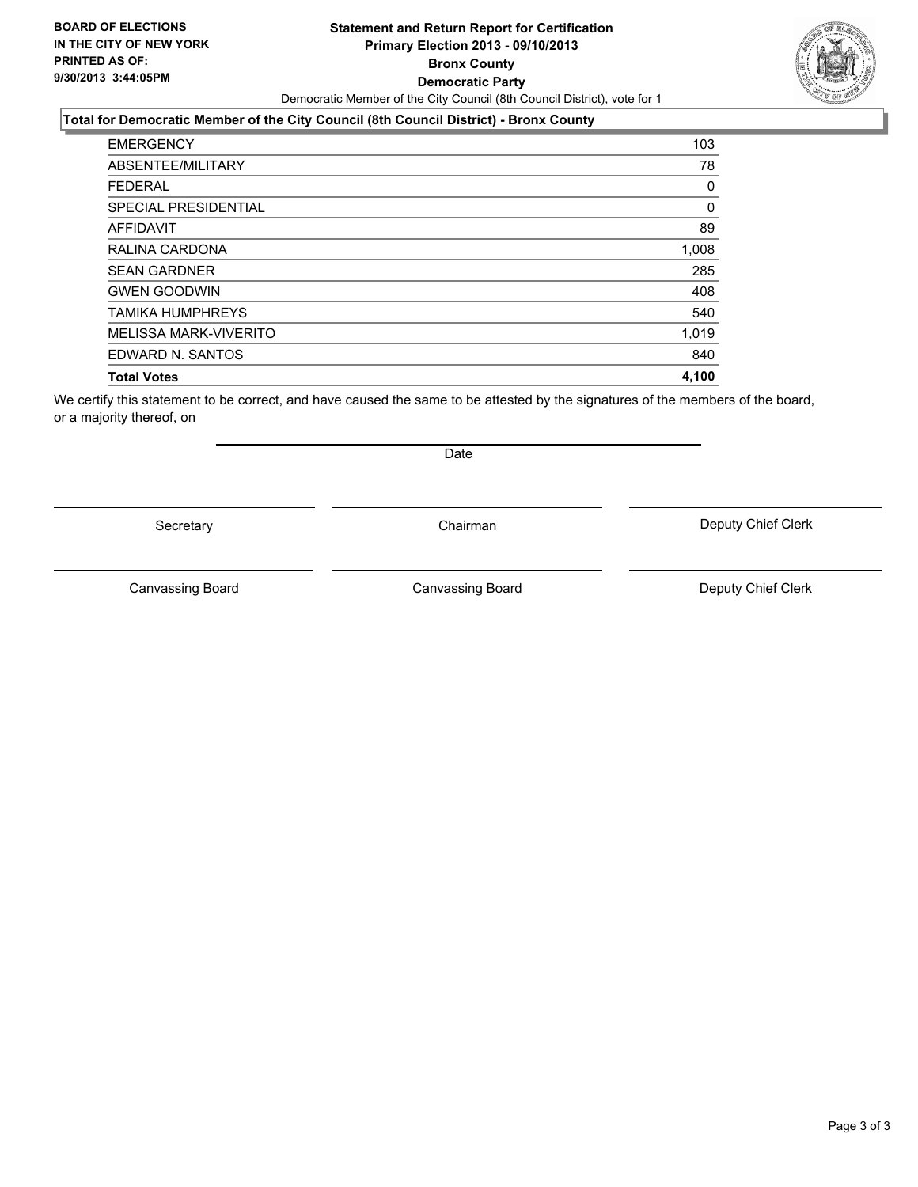**BOARD OF ELECTIONS IN THE CITY OF NEW YORK PRINTED AS OF: 9/30/2013 3:44:05PM**

**Statement and Return Report for Certification**
**Primary Election 2013 - 09/10/2013**
**Bronx County**
**Democratic Party**

Democratic Member of the City Council (8th Council District), vote for 1

**Total for Democratic Member of the City Council (8th Council District) - Bronx County**

| | |
|---|---|
| EMERGENCY | 103 |
| ABSENTEE/MILITARY | 78 |
| FEDERAL | 0 |
| SPECIAL PRESIDENTIAL | 0 |
| AFFIDAVIT | 89 |
| RALINA CARDONA | 1,008 |
| SEAN GARDNER | 285 |
| GWEN GOODWIN | 408 |
| TAMIKA HUMPHREYS | 540 |
| MELISSA MARK-VIVERITO | 1,019 |
| EDWARD N. SANTOS | 840 |
| **Total Votes** | **4,100** |

We certify this statement to be correct, and have caused the same to be attested by the signatures of the members of the board, or a majority thereof, on

Date

Secretary　　Chairman　　Deputy Chief Clerk

Canvassing Board　　Canvassing Board　　Deputy Chief Clerk